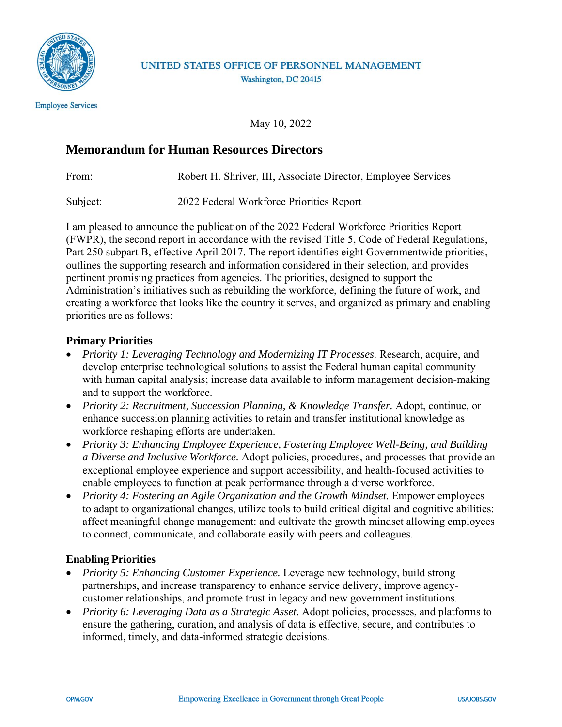UNITED STATES OFFICE OF PERSONNEL MANAGEMENT
Washington, DC 20415

Employee Services

May 10, 2022

## Memorandum for Human Resources Directors

From: Robert H. Shriver, III, Associate Director, Employee Services

Subject: 2022 Federal Workforce Priorities Report

I am pleased to announce the publication of the 2022 Federal Workforce Priorities Report (FWPR), the second report in accordance with the revised Title 5, Code of Federal Regulations, Part 250 subpart B, effective April 2017. The report identifies eight Governmentwide priorities, outlines the supporting research and information considered in their selection, and provides pertinent promising practices from agencies. The priorities, designed to support the Administration's initiatives such as rebuilding the workforce, defining the future of work, and creating a workforce that looks like the country it serves, and organized as primary and enabling priorities are as follows:

### Primary Priorities

- *Priority 1: Leveraging Technology and Modernizing IT Processes.* Research, acquire, and develop enterprise technological solutions to assist the Federal human capital community with human capital analysis; increase data available to inform management decision-making and to support the workforce.
- *Priority 2: Recruitment, Succession Planning, & Knowledge Transfer.* Adopt, continue, or enhance succession planning activities to retain and transfer institutional knowledge as workforce reshaping efforts are undertaken.
- *Priority 3: Enhancing Employee Experience, Fostering Employee Well-Being, and Building a Diverse and Inclusive Workforce.* Adopt policies, procedures, and processes that provide an exceptional employee experience and support accessibility, and health-focused activities to enable employees to function at peak performance through a diverse workforce.
- *Priority 4: Fostering an Agile Organization and the Growth Mindset.* Empower employees to adapt to organizational changes, utilize tools to build critical digital and cognitive abilities: affect meaningful change management: and cultivate the growth mindset allowing employees to connect, communicate, and collaborate easily with peers and colleagues.

### Enabling Priorities

- *Priority 5: Enhancing Customer Experience.* Leverage new technology, build strong partnerships, and increase transparency to enhance service delivery, improve agency-customer relationships, and promote trust in legacy and new government institutions.
- *Priority 6: Leveraging Data as a Strategic Asset.* Adopt policies, processes, and platforms to ensure the gathering, curation, and analysis of data is effective, secure, and contributes to informed, timely, and data-informed strategic decisions.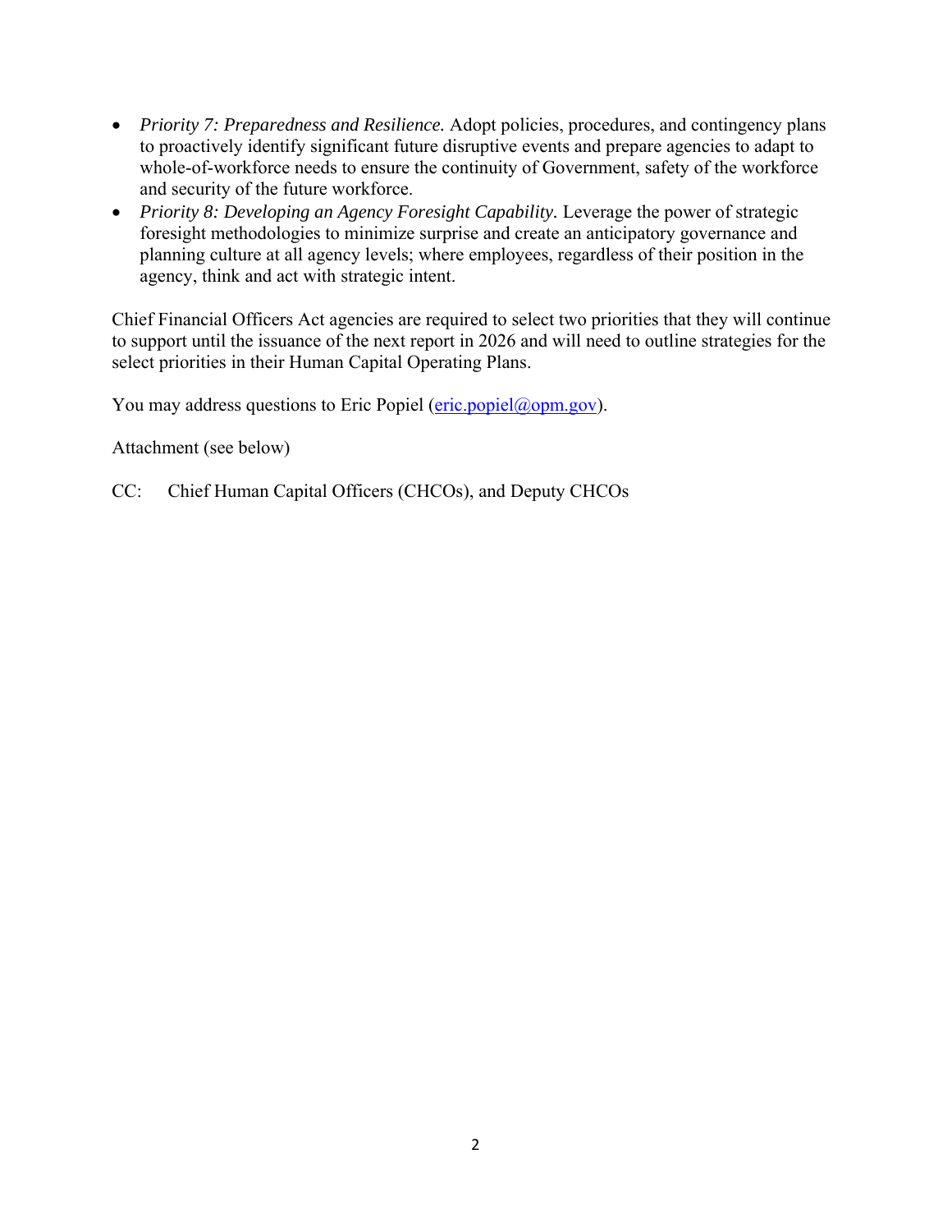- *Priority 7: Preparedness and Resilience.* Adopt policies, procedures, and contingency plans to proactively identify significant future disruptive events and prepare agencies to adapt to whole-of-workforce needs to ensure the continuity of Government, safety of the workforce and security of the future workforce.
- *Priority 8: Developing an Agency Foresight Capability.* Leverage the power of strategic foresight methodologies to minimize surprise and create an anticipatory governance and planning culture at all agency levels; where employees, regardless of their position in the agency, think and act with strategic intent.

Chief Financial Officers Act agencies are required to select two priorities that they will continue to support until the issuance of the next report in 2026 and will need to outline strategies for the select priorities in their Human Capital Operating Plans.

You may address questions to Eric Popiel (eric.popiel@opm.gov).

Attachment (see below)

CC: Chief Human Capital Officers (CHCOs), and Deputy CHCOs